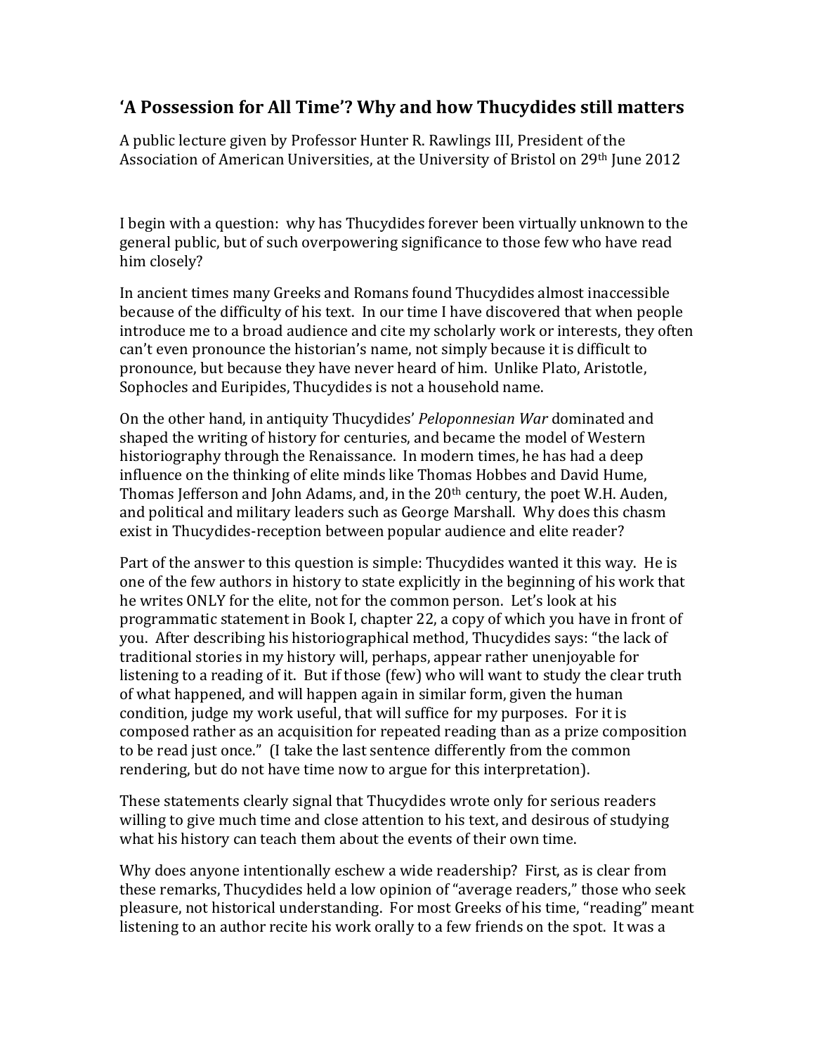# 'A Possession for All Time'? Why and how Thucydides still matters

A public lecture given by Professor Hunter R. Rawlings III, President of the Association of American Universities, at the University of Bristol on 29th June 2012

I begin with a question: why has Thucydides forever been virtually unknown to the general public, but of such overpowering significance to those few who have read him closely?

In ancient times many Greeks and Romans found Thucydides almost inaccessible because of the difficulty of his text. In our time I have discovered that when people introduce me to a broad audience and cite my scholarly work or interests, they often can't even pronounce the historian's name, not simply because it is difficult to pronounce, but because they have never heard of him. Unlike Plato, Aristotle, Sophocles and Euripides, Thucydides is not a household name.

On the other hand, in antiquity Thucydides' *Peloponnesian War* dominated and shaped the writing of history for centuries, and became the model of Western historiography through the Renaissance. In modern times, he has had a deep influence on the thinking of elite minds like Thomas Hobbes and David Hume, Thomas Jefferson and John Adams, and, in the 20th century, the poet W.H. Auden, and political and military leaders such as George Marshall. Why does this chasm exist in Thucydides-reception between popular audience and elite reader?

Part of the answer to this question is simple: Thucydides wanted it this way. He is one of the few authors in history to state explicitly in the beginning of his work that he writes ONLY for the elite, not for the common person. Let's look at his programmatic statement in Book I, chapter 22, a copy of which you have in front of you. After describing his historiographical method, Thucydides says: "the lack of traditional stories in my history will, perhaps, appear rather unenjoyable for listening to a reading of it. But if those (few) who will want to study the clear truth of what happened, and will happen again in similar form, given the human condition, judge my work useful, that will suffice for my purposes. For it is composed rather as an acquisition for repeated reading than as a prize composition to be read just once." (I take the last sentence differently from the common rendering, but do not have time now to argue for this interpretation).

These statements clearly signal that Thucydides wrote only for serious readers willing to give much time and close attention to his text, and desirous of studying what his history can teach them about the events of their own time.

Why does anyone intentionally eschew a wide readership? First, as is clear from these remarks, Thucydides held a low opinion of "average readers," those who seek pleasure, not historical understanding. For most Greeks of his time, "reading" meant listening to an author recite his work orally to a few friends on the spot. It was a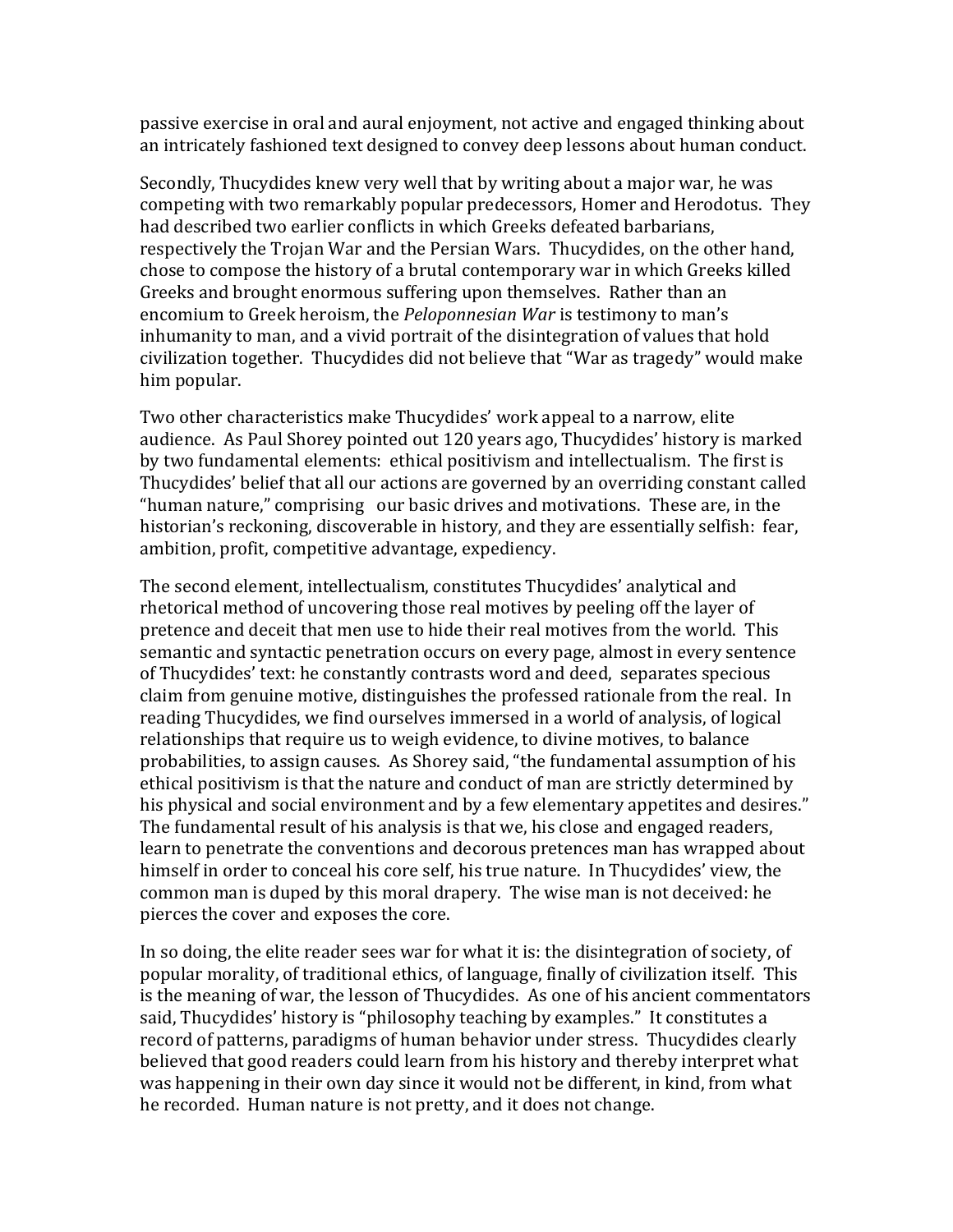passive exercise in oral and aural enjoyment, not active and engaged thinking about an intricately fashioned text designed to convey deep lessons about human conduct.

Secondly, Thucydides knew very well that by writing about a major war, he was competing with two remarkably popular predecessors, Homer and Herodotus. They had described two earlier conflicts in which Greeks defeated barbarians, respectively the Trojan War and the Persian Wars. Thucydides, on the other hand, chose to compose the history of a brutal contemporary war in which Greeks killed Greeks and brought enormous suffering upon themselves. Rather than an encomium to Greek heroism, the *Peloponnesian War* is testimony to man's inhumanity to man, and a vivid portrait of the disintegration of values that hold civilization together. Thucydides did not believe that "War as tragedy" would make him popular.

Two other characteristics make Thucydides' work appeal to a narrow, elite audience. As Paul Shorey pointed out 120 years ago, Thucydides' history is marked by two fundamental elements: ethical positivism and intellectualism. The first is Thucydides' belief that all our actions are governed by an overriding constant called "human nature," comprising our basic drives and motivations. These are, in the historian's reckoning, discoverable in history, and they are essentially selfish: fear, ambition, profit, competitive advantage, expediency.

The second element, intellectualism, constitutes Thucydides' analytical and rhetorical method of uncovering those real motives by peeling off the layer of pretence and deceit that men use to hide their real motives from the world. This semantic and syntactic penetration occurs on every page, almost in every sentence of Thucydides' text: he constantly contrasts word and deed, separates specious claim from genuine motive, distinguishes the professed rationale from the real. In reading Thucydides, we find ourselves immersed in a world of analysis, of logical relationships that require us to weigh evidence, to divine motives, to balance probabilities, to assign causes. As Shorey said, "the fundamental assumption of his ethical positivism is that the nature and conduct of man are strictly determined by his physical and social environment and by a few elementary appetites and desires." The fundamental result of his analysis is that we, his close and engaged readers, learn to penetrate the conventions and decorous pretences man has wrapped about himself in order to conceal his core self, his true nature. In Thucydides' view, the common man is duped by this moral drapery. The wise man is not deceived: he pierces the cover and exposes the core.

In so doing, the elite reader sees war for what it is: the disintegration of society, of popular morality, of traditional ethics, of language, finally of civilization itself. This is the meaning of war, the lesson of Thucydides. As one of his ancient commentators said, Thucydides' history is "philosophy teaching by examples." It constitutes a record of patterns, paradigms of human behavior under stress. Thucydides clearly believed that good readers could learn from his history and thereby interpret what was happening in their own day since it would not be different, in kind, from what he recorded. Human nature is not pretty, and it does not change.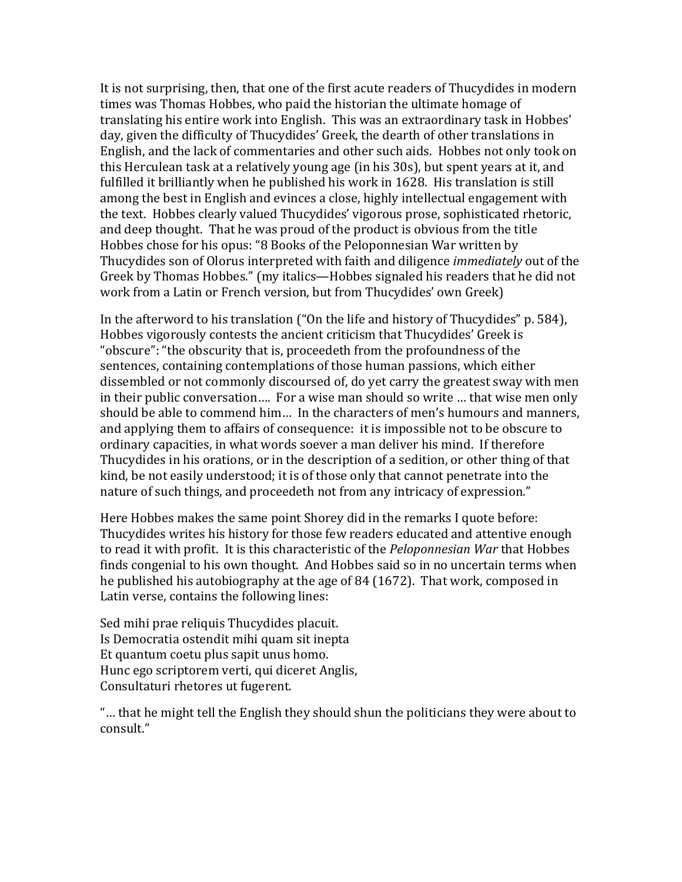It is not surprising, then, that one of the first acute readers of Thucydides in modern times was Thomas Hobbes, who paid the historian the ultimate homage of translating his entire work into English. This was an extraordinary task in Hobbes' day, given the difficulty of Thucydides' Greek, the dearth of other translations in English, and the lack of commentaries and other such aids. Hobbes not only took on this Herculean task at a relatively young age (in his 30s), but spent years at it, and fulfilled it brilliantly when he published his work in 1628. His translation is still among the best in English and evinces a close, highly intellectual engagement with the text. Hobbes clearly valued Thucydides' vigorous prose, sophisticated rhetoric, and deep thought. That he was proud of the product is obvious from the title Hobbes chose for his opus: "8 Books of the Peloponnesian War written by Thucydides son of Olorus interpreted with faith and diligence *immediately* out of the Greek by Thomas Hobbes." (my italics—Hobbes signaled his readers that he did not work from a Latin or French version, but from Thucydides' own Greek)

In the afterword to his translation ("On the life and history of Thucydides" p. 584), Hobbes vigorously contests the ancient criticism that Thucydides' Greek is "obscure": "the obscurity that is, proceedeth from the profoundness of the sentences, containing contemplations of those human passions, which either dissembled or not commonly discoursed of, do yet carry the greatest sway with men in their public conversation…. For a wise man should so write … that wise men only should be able to commend him… In the characters of men's humours and manners, and applying them to affairs of consequence: it is impossible not to be obscure to ordinary capacities, in what words soever a man deliver his mind. If therefore Thucydides in his orations, or in the description of a sedition, or other thing of that kind, be not easily understood; it is of those only that cannot penetrate into the nature of such things, and proceedeth not from any intricacy of expression."

Here Hobbes makes the same point Shorey did in the remarks I quote before: Thucydides writes his history for those few readers educated and attentive enough to read it with profit. It is this characteristic of the *Peloponnesian War* that Hobbes finds congenial to his own thought. And Hobbes said so in no uncertain terms when he published his autobiography at the age of 84 (1672). That work, composed in Latin verse, contains the following lines:

Sed mihi prae reliquis Thucydides placuit.
Is Democratia ostendit mihi quam sit inepta
Et quantum coetu plus sapit unus homo.
Hunc ego scriptorem verti, qui diceret Anglis,
Consultaturi rhetores ut fugerent.

"… that he might tell the English they should shun the politicians they were about to consult."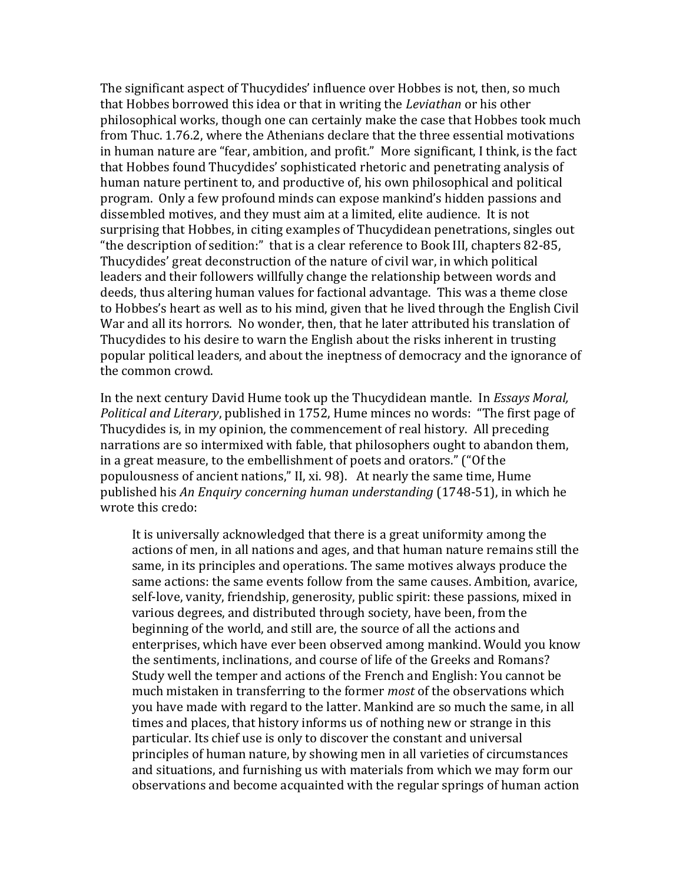The significant aspect of Thucydides' influence over Hobbes is not, then, so much that Hobbes borrowed this idea or that in writing the *Leviathan* or his other philosophical works, though one can certainly make the case that Hobbes took much from Thuc. 1.76.2, where the Athenians declare that the three essential motivations in human nature are "fear, ambition, and profit." More significant, I think, is the fact that Hobbes found Thucydides' sophisticated rhetoric and penetrating analysis of human nature pertinent to, and productive of, his own philosophical and political program. Only a few profound minds can expose mankind's hidden passions and dissembled motives, and they must aim at a limited, elite audience. It is not surprising that Hobbes, in citing examples of Thucydidean penetrations, singles out "the description of sedition:" that is a clear reference to Book III, chapters 82-85, Thucydides' great deconstruction of the nature of civil war, in which political leaders and their followers willfully change the relationship between words and deeds, thus altering human values for factional advantage. This was a theme close to Hobbes's heart as well as to his mind, given that he lived through the English Civil War and all its horrors. No wonder, then, that he later attributed his translation of Thucydides to his desire to warn the English about the risks inherent in trusting popular political leaders, and about the ineptness of democracy and the ignorance of the common crowd.

In the next century David Hume took up the Thucydidean mantle. In *Essays Moral, Political and Literary*, published in 1752, Hume minces no words: "The first page of Thucydides is, in my opinion, the commencement of real history. All preceding narrations are so intermixed with fable, that philosophers ought to abandon them, in a great measure, to the embellishment of poets and orators." ("Of the populousness of ancient nations," II, xi. 98). At nearly the same time, Hume published his *An Enquiry concerning human understanding* (1748-51), in which he wrote this credo:

> It is universally acknowledged that there is a great uniformity among the actions of men, in all nations and ages, and that human nature remains still the same, in its principles and operations. The same motives always produce the same actions: the same events follow from the same causes. Ambition, avarice, self-love, vanity, friendship, generosity, public spirit: these passions, mixed in various degrees, and distributed through society, have been, from the beginning of the world, and still are, the source of all the actions and enterprises, which have ever been observed among mankind. Would you know the sentiments, inclinations, and course of life of the Greeks and Romans? Study well the temper and actions of the French and English: You cannot be much mistaken in transferring to the former *most* of the observations which you have made with regard to the latter. Mankind are so much the same, in all times and places, that history informs us of nothing new or strange in this particular. Its chief use is only to discover the constant and universal principles of human nature, by showing men in all varieties of circumstances and situations, and furnishing us with materials from which we may form our observations and become acquainted with the regular springs of human action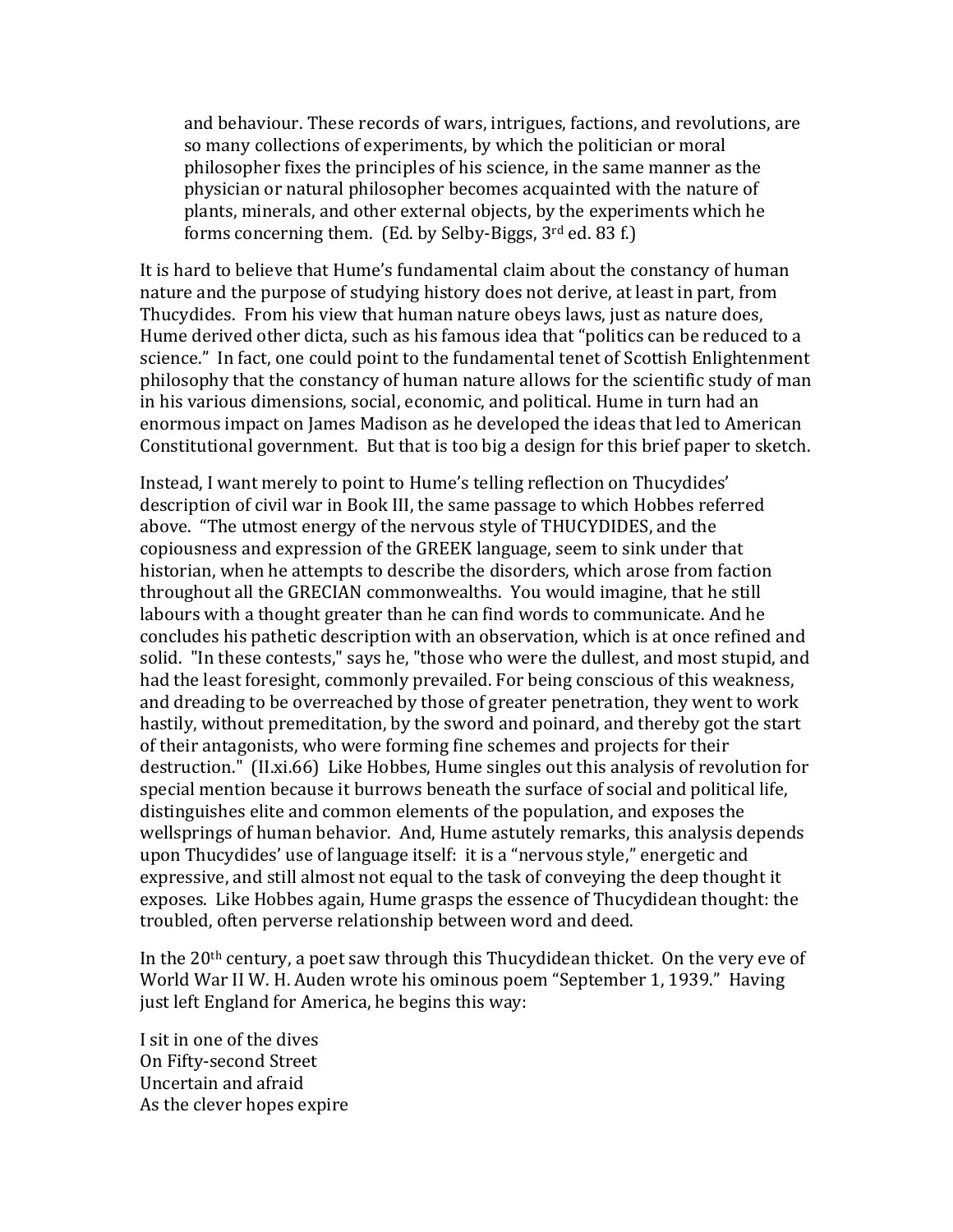> and behaviour. These records of wars, intrigues, factions, and revolutions, are so many collections of experiments, by which the politician or moral philosopher fixes the principles of his science, in the same manner as the physician or natural philosopher becomes acquainted with the nature of plants, minerals, and other external objects, by the experiments which he forms concerning them. (Ed. by Selby-Biggs, 3rd ed. 83 f.)

It is hard to believe that Hume's fundamental claim about the constancy of human nature and the purpose of studying history does not derive, at least in part, from Thucydides. From his view that human nature obeys laws, just as nature does, Hume derived other dicta, such as his famous idea that "politics can be reduced to a science." In fact, one could point to the fundamental tenet of Scottish Enlightenment philosophy that the constancy of human nature allows for the scientific study of man in his various dimensions, social, economic, and political. Hume in turn had an enormous impact on James Madison as he developed the ideas that led to American Constitutional government. But that is too big a design for this brief paper to sketch.

Instead, I want merely to point to Hume's telling reflection on Thucydides' description of civil war in Book III, the same passage to which Hobbes referred above. "The utmost energy of the nervous style of THUCYDIDES, and the copiousness and expression of the GREEK language, seem to sink under that historian, when he attempts to describe the disorders, which arose from faction throughout all the GRECIAN commonwealths. You would imagine, that he still labours with a thought greater than he can find words to communicate. And he concludes his pathetic description with an observation, which is at once refined and solid. "In these contests," says he, "those who were the dullest, and most stupid, and had the least foresight, commonly prevailed. For being conscious of this weakness, and dreading to be overreached by those of greater penetration, they went to work hastily, without premeditation, by the sword and poinard, and thereby got the start of their antagonists, who were forming fine schemes and projects for their destruction." (II.xi.66) Like Hobbes, Hume singles out this analysis of revolution for special mention because it burrows beneath the surface of social and political life, distinguishes elite and common elements of the population, and exposes the wellsprings of human behavior. And, Hume astutely remarks, this analysis depends upon Thucydides' use of language itself: it is a "nervous style," energetic and expressive, and still almost not equal to the task of conveying the deep thought it exposes. Like Hobbes again, Hume grasps the essence of Thucydidean thought: the troubled, often perverse relationship between word and deed.

In the 20th century, a poet saw through this Thucydidean thicket. On the very eve of World War II W. H. Auden wrote his ominous poem "September 1, 1939." Having just left England for America, he begins this way:

I sit in one of the dives  
On Fifty-second Street  
Uncertain and afraid  
As the clever hopes expire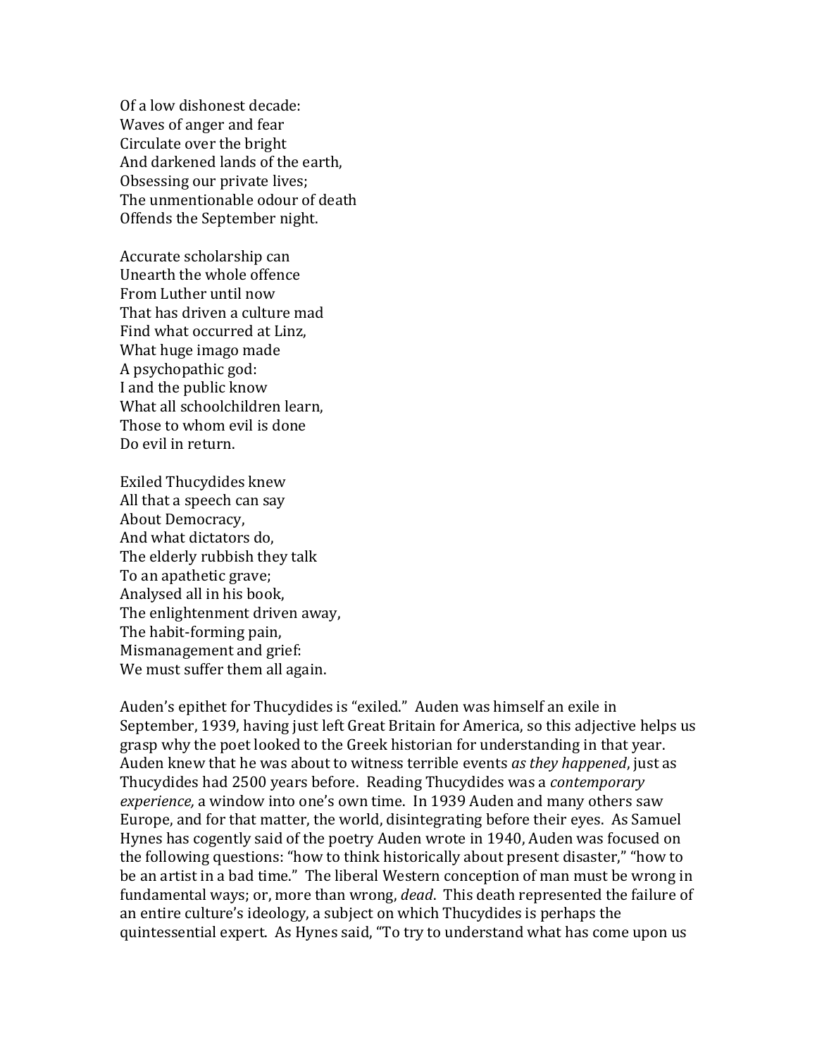Of a low dishonest decade:  
Waves of anger and fear  
Circulate over the bright  
And darkened lands of the earth,  
Obsessing our private lives;  
The unmentionable odour of death  
Offends the September night.

Accurate scholarship can  
Unearth the whole offence  
From Luther until now  
That has driven a culture mad  
Find what occurred at Linz,  
What huge imago made  
A psychopathic god:  
I and the public know  
What all schoolchildren learn,  
Those to whom evil is done  
Do evil in return.

Exiled Thucydides knew  
All that a speech can say  
About Democracy,  
And what dictators do,  
The elderly rubbish they talk  
To an apathetic grave;  
Analysed all in his book,  
The enlightenment driven away,  
The habit-forming pain,  
Mismanagement and grief:  
We must suffer them all again.

Auden's epithet for Thucydides is "exiled." Auden was himself an exile in September, 1939, having just left Great Britain for America, so this adjective helps us grasp why the poet looked to the Greek historian for understanding in that year. Auden knew that he was about to witness terrible events *as they happened*, just as Thucydides had 2500 years before. Reading Thucydides was a *contemporary experience,* a window into one's own time. In 1939 Auden and many others saw Europe, and for that matter, the world, disintegrating before their eyes. As Samuel Hynes has cogently said of the poetry Auden wrote in 1940, Auden was focused on the following questions: "how to think historically about present disaster," "how to be an artist in a bad time." The liberal Western conception of man must be wrong in fundamental ways; or, more than wrong, *dead*. This death represented the failure of an entire culture's ideology, a subject on which Thucydides is perhaps the quintessential expert. As Hynes said, "To try to understand what has come upon us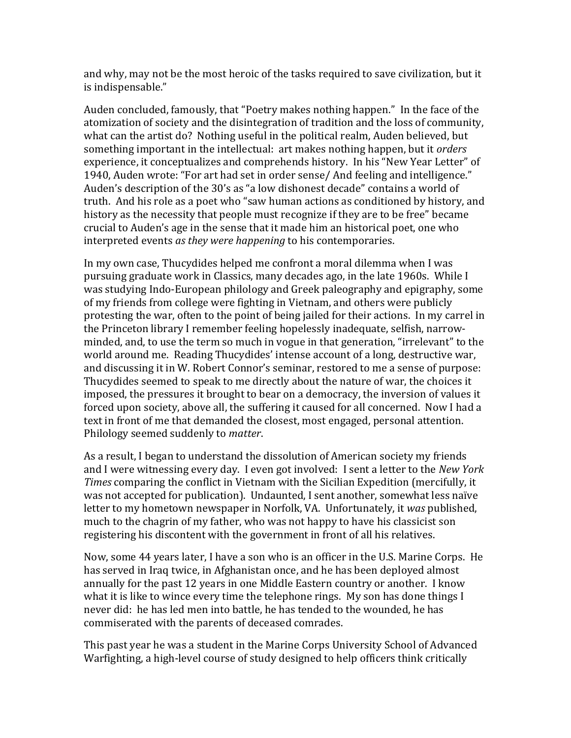and why, may not be the most heroic of the tasks required to save civilization, but it is indispensable."

Auden concluded, famously, that "Poetry makes nothing happen." In the face of the atomization of society and the disintegration of tradition and the loss of community, what can the artist do? Nothing useful in the political realm, Auden believed, but something important in the intellectual: art makes nothing happen, but it *orders* experience, it conceptualizes and comprehends history. In his "New Year Letter" of 1940, Auden wrote: "For art had set in order sense/ And feeling and intelligence." Auden's description of the 30's as "a low dishonest decade" contains a world of truth. And his role as a poet who "saw human actions as conditioned by history, and history as the necessity that people must recognize if they are to be free" became crucial to Auden's age in the sense that it made him an historical poet, one who interpreted events *as they were happening* to his contemporaries.

In my own case, Thucydides helped me confront a moral dilemma when I was pursuing graduate work in Classics, many decades ago, in the late 1960s. While I was studying Indo-European philology and Greek paleography and epigraphy, some of my friends from college were fighting in Vietnam, and others were publicly protesting the war, often to the point of being jailed for their actions. In my carrel in the Princeton library I remember feeling hopelessly inadequate, selfish, narrow-minded, and, to use the term so much in vogue in that generation, "irrelevant" to the world around me. Reading Thucydides' intense account of a long, destructive war, and discussing it in W. Robert Connor's seminar, restored to me a sense of purpose: Thucydides seemed to speak to me directly about the nature of war, the choices it imposed, the pressures it brought to bear on a democracy, the inversion of values it forced upon society, above all, the suffering it caused for all concerned. Now I had a text in front of me that demanded the closest, most engaged, personal attention. Philology seemed suddenly to *matter*.

As a result, I began to understand the dissolution of American society my friends and I were witnessing every day. I even got involved: I sent a letter to the *New York Times* comparing the conflict in Vietnam with the Sicilian Expedition (mercifully, it was not accepted for publication). Undaunted, I sent another, somewhat less naïve letter to my hometown newspaper in Norfolk, VA. Unfortunately, it *was* published, much to the chagrin of my father, who was not happy to have his classicist son registering his discontent with the government in front of all his relatives.

Now, some 44 years later, I have a son who is an officer in the U.S. Marine Corps. He has served in Iraq twice, in Afghanistan once, and he has been deployed almost annually for the past 12 years in one Middle Eastern country or another. I know what it is like to wince every time the telephone rings. My son has done things I never did: he has led men into battle, he has tended to the wounded, he has commiserated with the parents of deceased comrades.

This past year he was a student in the Marine Corps University School of Advanced Warfighting, a high-level course of study designed to help officers think critically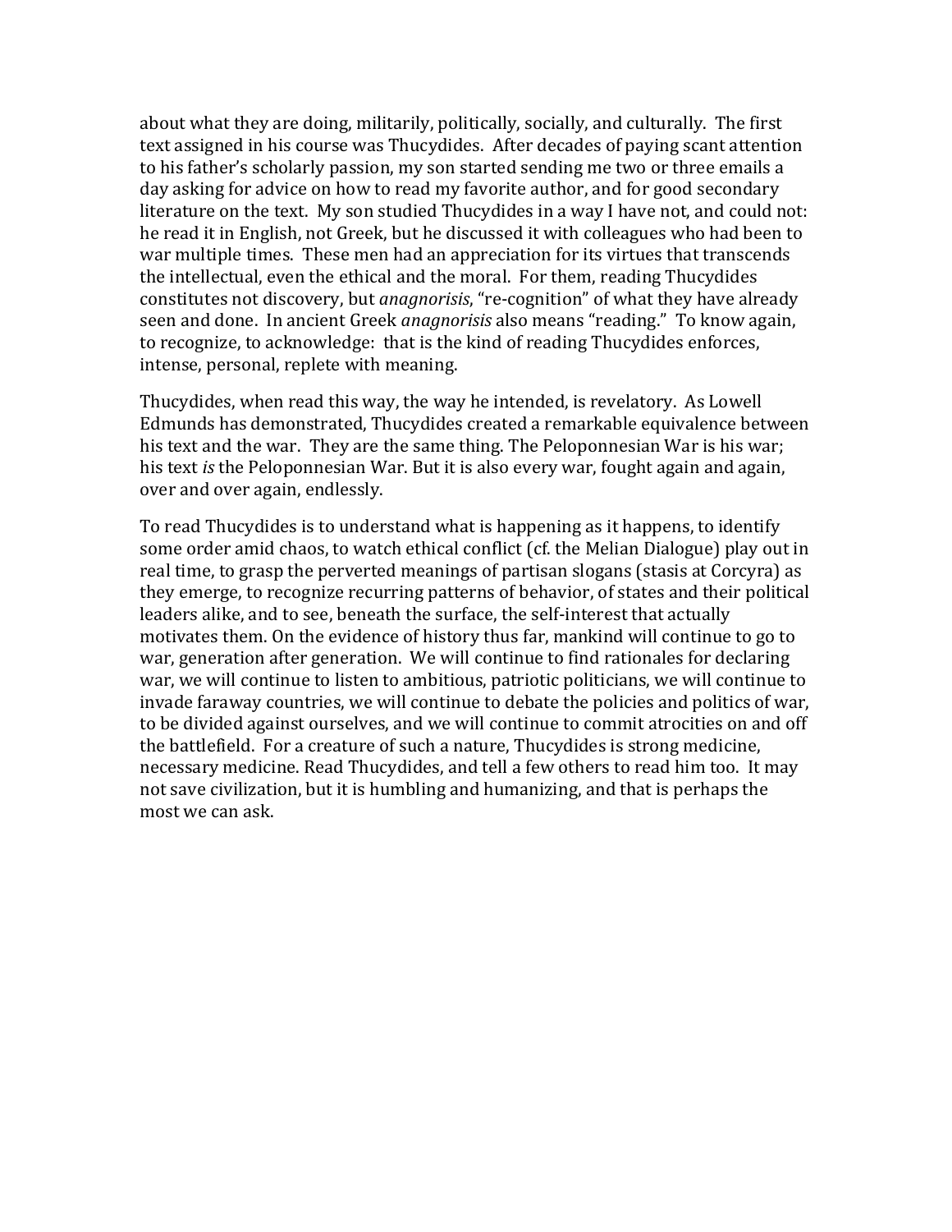about what they are doing, militarily, politically, socially, and culturally. The first text assigned in his course was Thucydides. After decades of paying scant attention to his father's scholarly passion, my son started sending me two or three emails a day asking for advice on how to read my favorite author, and for good secondary literature on the text. My son studied Thucydides in a way I have not, and could not: he read it in English, not Greek, but he discussed it with colleagues who had been to war multiple times. These men had an appreciation for its virtues that transcends the intellectual, even the ethical and the moral. For them, reading Thucydides constitutes not discovery, but *anagnorisis*, "re-cognition" of what they have already seen and done. In ancient Greek *anagnorisis* also means "reading." To know again, to recognize, to acknowledge: that is the kind of reading Thucydides enforces, intense, personal, replete with meaning.

Thucydides, when read this way, the way he intended, is revelatory. As Lowell Edmunds has demonstrated, Thucydides created a remarkable equivalence between his text and the war. They are the same thing. The Peloponnesian War is his war; his text *is* the Peloponnesian War. But it is also every war, fought again and again, over and over again, endlessly.

To read Thucydides is to understand what is happening as it happens, to identify some order amid chaos, to watch ethical conflict (cf. the Melian Dialogue) play out in real time, to grasp the perverted meanings of partisan slogans (stasis at Corcyra) as they emerge, to recognize recurring patterns of behavior, of states and their political leaders alike, and to see, beneath the surface, the self-interest that actually motivates them. On the evidence of history thus far, mankind will continue to go to war, generation after generation. We will continue to find rationales for declaring war, we will continue to listen to ambitious, patriotic politicians, we will continue to invade faraway countries, we will continue to debate the policies and politics of war, to be divided against ourselves, and we will continue to commit atrocities on and off the battlefield. For a creature of such a nature, Thucydides is strong medicine, necessary medicine. Read Thucydides, and tell a few others to read him too. It may not save civilization, but it is humbling and humanizing, and that is perhaps the most we can ask.